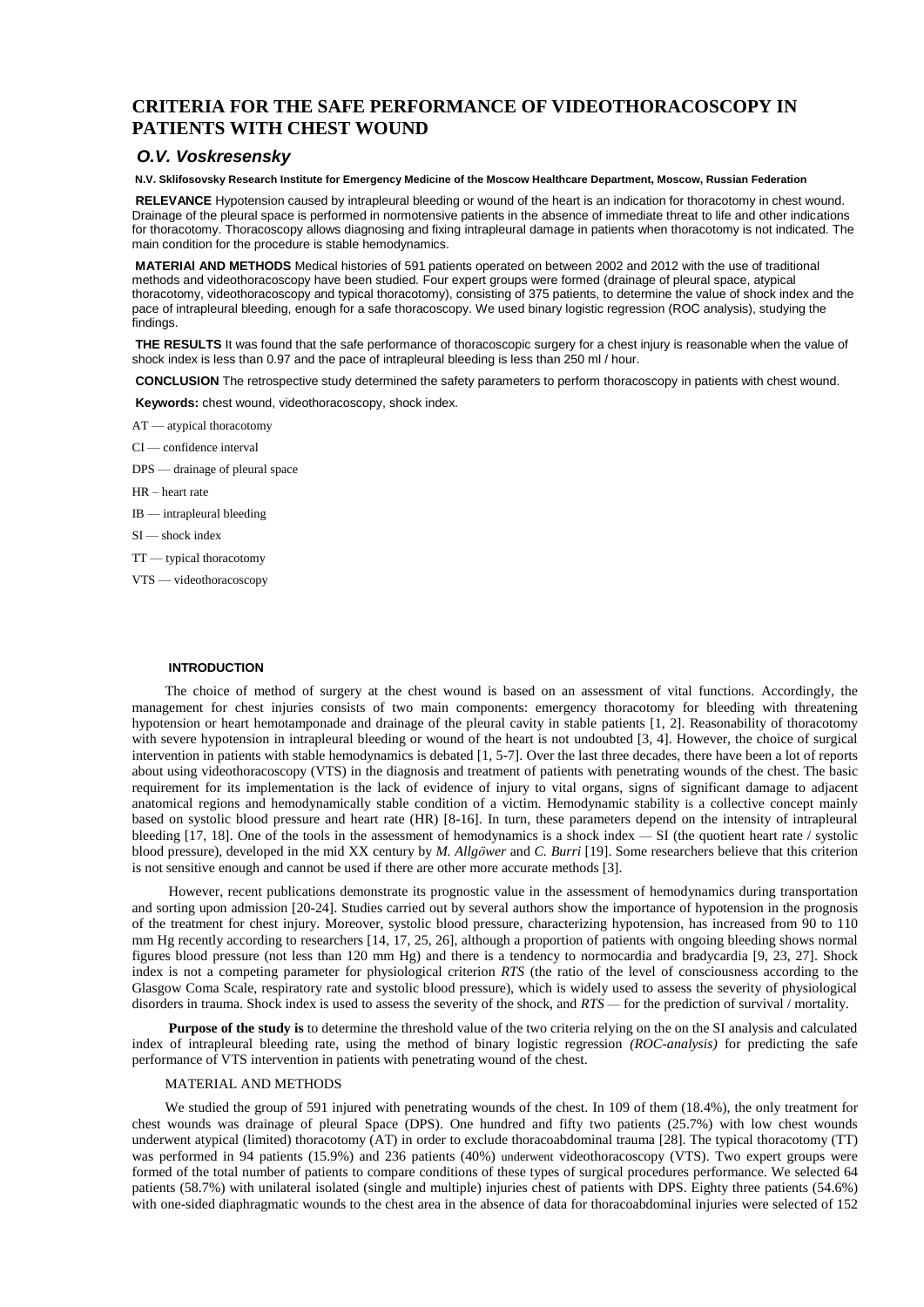# CRITERIA FOR THE SAFE PERFORMANCE OF VIDEOTHORACOSCOPY IN PATIENTS WITH CHEST WOUND

## *O.V. Voskresensky*

**N.V. Sklifosovsky Research Institute for Emergency Medicine of the Moscow Healthcare Department, Moscow, Russian Federation**

**RELEVANCE** Hypotension caused by intrapleural bleeding or wound of the heart is an indication for thoracotomy in chest wound. Drainage of the pleural space is performed in normotensive patients in the absence of immediate threat to life and other indications for thoracotomy. Thoracoscopy allows diagnosing and fixing intrapleural damage in patients when thoracotomy is not indicated. The main condition for the procedure is stable hemodynamics.

**MATERIAl AND METHODS** Medical histories of 591 patients operated on between 2002 and 2012 with the use of traditional methods and videothoracoscopy have been studied. Four expert groups were formed (drainage of pleural space, atypical thoracotomy, videothoracoscopy and typical thoracotomy), consisting of 375 patients, to determine the value of shock index and the pace of intrapleural bleeding, enough for a safe thoracoscopy. We used binary logistic regression (ROC analysis), studying the findings.

**THE RESULTS** It was found that the safe performance of thoracoscopic surgery for a chest injury is reasonable when the value of shock index is less than 0.97 and the pace of intrapleural bleeding is less than 250 ml / hour.

**CONCLUSION** The retrospective study determined the safety parameters to perform thoracoscopy in patients with chest wound.

**Keywords:** chest wound, videothoracoscopy, shock index.

AT — atypical thoracotomy

CI — confidence interval

DPS — drainage of pleural space

HR – heart rate

IB — intrapleural bleeding

SI — shock index

TT — typical thoracotomy

VTS — videothoracoscopy

## INTRODUCTION

The choice of method of surgery at the chest wound is based on an assessment of vital functions. Accordingly, the management for chest injuries consists of two main components: emergency thoracotomy for bleeding with threatening hypotension or heart hemotamponade and drainage of the pleural cavity in stable patients [1, 2]. Reasonability of thoracotomy with severe hypotension in intrapleural bleeding or wound of the heart is not undoubted [3, 4]. However, the choice of surgical intervention in patients with stable hemodynamics is debated [1, 5-7]. Over the last three decades, there have been a lot of reports about using videothoracoscopy (VTS) in the diagnosis and treatment of patients with penetrating wounds of the chest. The basic requirement for its implementation is the lack of evidence of injury to vital organs, signs of significant damage to adjacent anatomical regions and hemodynamically stable condition of a victim. Hemodynamic stability is a collective concept mainly based on systolic blood pressure and heart rate (HR) [8-16]. In turn, these parameters depend on the intensity of intrapleural bleeding [17, 18]. One of the tools in the assessment of hemodynamics is a shock index — SI (the quotient heart rate / systolic blood pressure), developed in the mid XX century by *M. Allgöwer* and *C. Burri* [19]. Some researchers believe that this criterion is not sensitive enough and cannot be used if there are other more accurate methods [3].

However, recent publications demonstrate its prognostic value in the assessment of hemodynamics during transportation and sorting upon admission [20-24]. Studies carried out by several authors show the importance of hypotension in the prognosis of the treatment for chest injury. Moreover, systolic blood pressure, characterizing hypotension, has increased from 90 to 110 mm Hg recently according to researchers [14, 17, 25, 26], although a proportion of patients with ongoing bleeding shows normal figures blood pressure (not less than 120 mm Hg) and there is a tendency to normocardia and bradycardia [9, 23, 27]. Shock index is not a competing parameter for physiological criterion *RTS* (the ratio of the level of consciousness according to the Glasgow Coma Scale, respiratory rate and systolic blood pressure), which is widely used to assess the severity of physiological disorders in trauma. Shock index is used to assess the severity of the shock, and *RTS* — for the prediction of survival / mortality.

**Purpose of the study is** to determine the threshold value of the two criteria relying on the on the SI analysis and calculated index of intrapleural bleeding rate, using the method of binary logistic regression *(ROC-analysis)* for predicting the safe performance of VTS intervention in patients with penetrating wound of the chest.

## MATERIAL AND METHODS

We studied the group of 591 injured with penetrating wounds of the chest. In 109 of them (18.4%), the only treatment for chest wounds was drainage of pleural Space (DPS). One hundred and fifty two patients (25.7%) with low chest wounds underwent atypical (limited) thoracotomy (AT) in order to exclude thoracoabdominal trauma [28]. The typical thoracotomy (TT) was performed in 94 patients (15.9%) and 236 patients (40%) underwent videothoracoscopy (VTS). Two expert groups were formed of the total number of patients to compare conditions of these types of surgical procedures performance. We selected 64 patients (58.7%) with unilateral isolated (single and multiple) injuries chest of patients with DPS. Eighty three patients (54.6%) with one-sided diaphragmatic wounds to the chest area in the absence of data for thoracoabdominal injuries were selected of 152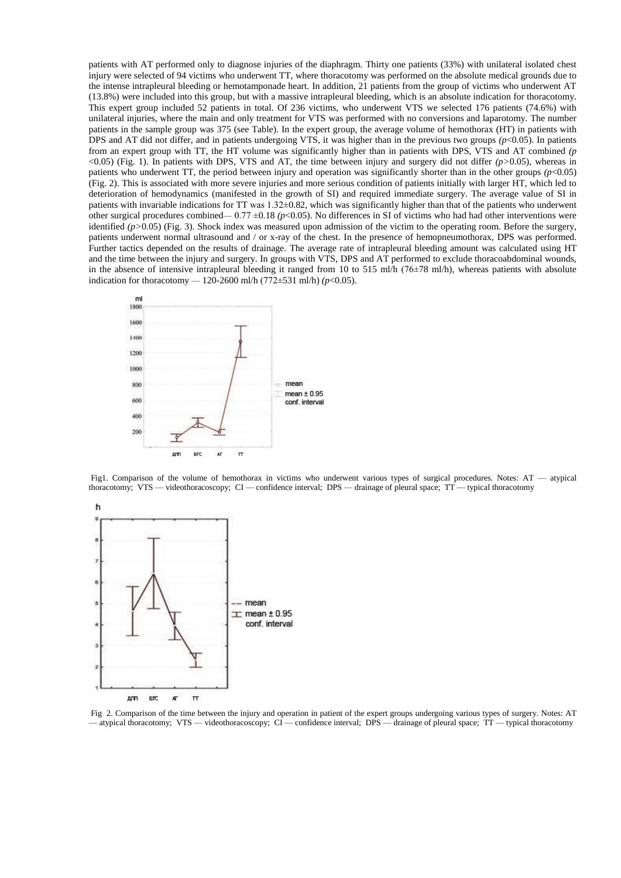patients with AT performed only to diagnose injuries of the diaphragm. Thirty one patients (33%) with unilateral isolated chest injury were selected of 94 victims who underwent TT, where thoracotomy was performed on the absolute medical grounds due to the intense intrapleural bleeding or hemotamponade heart. In addition, 21 patients from the group of victims who underwent AT (13.8%) were included into this group, but with a massive intrapleural bleeding, which is an absolute indication for thoracotomy. This expert group included 52 patients in total. Of 236 victims, who underwent VTS we selected 176 patients (74.6%) with unilateral injuries, where the main and only treatment for VTS was performed with no conversions and laparotomy. The number patients in the sample group was 375 (see Table). In the expert group, the average volume of hemothorax (HT) in patients with DPS and AT did not differ, and in patients undergoing VTS, it was higher than in the previous two groups *($p<0.05$)*. In patients from an expert group with TT, the HT volume was significantly higher than in patients with DPS, VTS and AT combined *($p<0.05$)* (Fig. 1). In patients with DPS, VTS and AT, the time between injury and surgery did not differ *($p>0.05$)*, whereas in patients who underwent TT, the period between injury and operation was significantly shorter than in the other groups *($p<0.05$)* (Fig. 2). This is associated with more severe injuries and more serious condition of patients initially with larger HT, which led to deterioration of hemodynamics (manifested in the growth of SI) and required immediate surgery. The average value of SI in patients with invariable indications for TT was 1.32±0.82, which was significantly higher than that of the patients who underwent other surgical procedures combined— 0.77 ±0.18 *($p<0.05$)*. No differences in SI of victims who had had other interventions were identified *($p>0.05$)* (Fig. 3). Shock index was measured upon admission of the victim to the operating room. Before the surgery, patients underwent normal ultrasound and / or x-ray of the chest. In the presence of hemopneumothorax, DPS was performed. Further tactics depended on the results of drainage. The average rate of intrapleural bleeding amount was calculated using HT and the time between the injury and surgery. In groups with VTS, DPS and AT performed to exclude thoracoabdominal wounds, in the absence of intensive intrapleural bleeding it ranged from 10 to 515 ml/h (76±78 ml/h), whereas patients with absolute indication for thoracotomy — 120-2600 ml/h (772±531 ml/h) *($p<0.05$)*.

Fig1. Comparison of the volume of hemothorax in victims who underwent various types of surgical procedures. Notes: AT — atypical thoracotomy; VTS — videothoracoscopy; CI — confidence interval; DPS — drainage of pleural space; TT — typical thoracotomy

Fig 2. Comparison of the time between the injury and operation in patient of the expert groups undergoing various types of surgery. Notes: AT — atypical thoracotomy; VTS — videothoracoscopy; CI — confidence interval; DPS — drainage of pleural space; TT — typical thoracotomy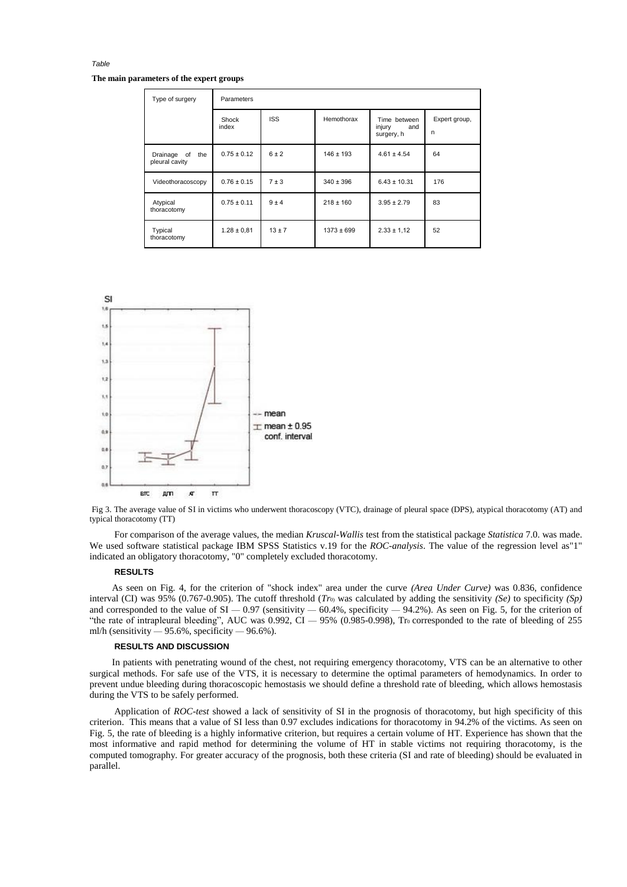*Table*

**The main parameters of the expert groups**

| Type of surgery | Parameters | | | | |
|---|---|---|---|---|---|
| | Shock index | ISS | Hemothorax | Time between injury and surgery, h | Expert group, n |
| Drainage of the pleural cavity | 0.75 ± 0.12 | 6 ± 2 | 146 ± 193 | 4.61 ± 4.54 | 64 |
| Videothoracoscopy | 0.76 ± 0.15 | 7 ± 3 | 340 ± 396 | 6.43 ± 10.31 | 176 |
| Atypical thoracotomy | 0.75 ± 0.11 | 9 ± 4 | 218 ± 160 | 3.95 ± 2.79 | 83 |
| Typical thoracotomy | 1.28 ± 0,81 | 13 ± 7 | 1373 ± 699 | 2.33 ± 1,12 | 52 |

Fig 3. The average value of SI in victims who underwent thoracoscopy (VTC), drainage of pleural space (DPS), atypical thoracotomy (AT) and typical thoracotomy (TT)

For comparison of the average values, the median *Kruscal-Wallis* test from the statistical package *Statistica* 7.0. was made. We used software statistical package IBM SPSS Statistics v.19 for the *ROC-analysis*. The value of the regression level as"1" indicated an obligatory thoracotomy, "0" completely excluded thoracotomy.

### RESULTS

As seen on Fig. 4, for the criterion of "shock index" area under the curve *(Area Under Curve)* was 0.836, confidence interval (CI) was 95% (0.767-0.905). The cutoff threshold ($Tr_0$) was calculated by adding the sensitivity *(Se)* to specificity *(Sp)* and corresponded to the value of SI — 0.97 (sensitivity — 60.4%, specificity — 94.2%). As seen on Fig. 5, for the criterion of "the rate of intrapleural bleeding", AUC was 0.992, CI — 95% (0.985-0.998), $Tr_0$ corresponded to the rate of bleeding of 255 ml/h (sensitivity — 95.6%, specificity — 96.6%).

### RESULTS AND DISCUSSION

In patients with penetrating wound of the chest, not requiring emergency thoracotomy, VTS can be an alternative to other surgical methods. For safe use of the VTS, it is necessary to determine the optimal parameters of hemodynamics. In order to prevent undue bleeding during thoracoscopic hemostasis we should define a threshold rate of bleeding, which allows hemostasis during the VTS to be safely performed.

Application of *ROC-test* showed a lack of sensitivity of SI in the prognosis of thoracotomy, but high specificity of this criterion. This means that a value of SI less than 0.97 excludes indications for thoracotomy in 94.2% of the victims. As seen on Fig. 5, the rate of bleeding is a highly informative criterion, but requires a certain volume of HT. Experience has shown that the most informative and rapid method for determining the volume of HT in stable victims not requiring thoracotomy, is the computed tomography. For greater accuracy of the prognosis, both these criteria (SI and rate of bleeding) should be evaluated in parallel.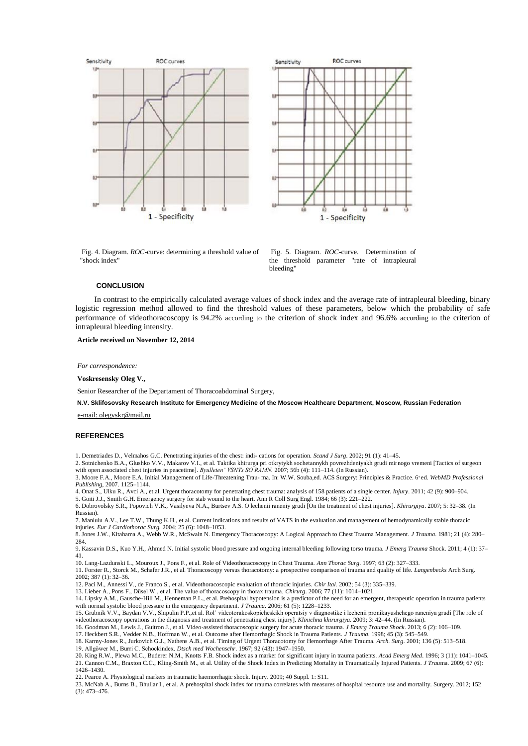Fig. 4. Diagram. *ROC*-curve: determining a threshold value of "shock index"

Fig. 5. Diagram. *ROC*-curve. Determination of the threshold parameter "rate of intrapleural bleeding"

## CONCLUSION

In contrast to the empirically calculated average values of shock index and the average rate of intrapleural bleeding, binary logistic regression method allowed to find the threshold values of these parameters, below which the probability of safe performance of videothoracoscopy is 94.2% according to the criterion of shock index and 96.6% according to the criterion of intrapleural bleeding intensity.

**Article received on November 12, 2014**

*For correspondence:*

**Voskresensky Oleg V.,**

Senior Researcher of the Departament of Thoracoabdominal Surgery,

**N.V. Sklifosovsky Research Institute for Emergency Medicine of the Moscow Healthcare Department, Moscow, Russian Federation**

e-mail: olegvskr@mail.ru

## REFERENCES

1. Demetriades D., Velmahos G.C. Penetrating injuries of the chest: indi- cations for operation. *Scand J Surg*. 2002; 91 (1): 41–45.
2. Sotnichenko B.A., Glushko V.V., Makarov V.I., et al. Taktika khirurga pri otkrytykh sochetannykh povrezhdeniyakh grudi mirnogo vremeni [Tactics of surgeon with open associated chest injuries in peacetime]. *Byulleten' VSNTs SO RAMN.* 2007; 56b (4): 111–114. (In Russian).
3. Moore F.A., Moore E.A. Initial Management of Life-Threatening Trau- ma. In: W.W. Souba,ed. ACS Surgery: Principles & Practice. 6th ed. *WebMD Professional Publishing*, 2007. 1125–1144.
4. Onat S., Ulku R., Avci A., et.al. Urgent thoracotomy for penetrating chest trauma: analysis of 158 patients of a single center. *Injury*. 2011; 42 (9): 900–904.
5. Goiti J.J., Smith G.H. Emergency surgery for stab wound to the heart. Ann R Coll Surg Engl. 1984; 66 (3): 221–222.
6. Dobrovolsky S.R., Popovich V.K., Vasilyeva N.A., Burtsev A.S. O lechenii raneniy grudi [On the treatment of chest injuries]. *Khirurgiya*. 2007; 5: 32–38. (In Russian).
7. Manlulu A.V., Lee T.W., Thung K.H., et al. Current indications and results of VATS in the evaluation and management of hemodynamically stable thoracic injuries. *Eur J Cardiothorac Surg.* 2004; 25 (6): 1048–1053.
8. Jones J.W., Kitahama A., Webb W.R., McSwain N. Emergency Thoracoscopy: A Logical Approach to Chest Trauma Management. *J Trauma*. 1981; 21 (4): 280–284.
9. Kassavin D.S., Kuo Y.H., Ahmed N. Initial systolic blood pressure and ongoing internal bleeding following torso trauma. *J Emerg Trauma* Shock. 2011; 4 (1): 37–41.
10. Lang-Lazdunski L., Mouroux J., Pons F., et al. Role of Videothoracoscopy in Chest Trauma. *Ann Thorac Surg*. 1997; 63 (2): 327–333.
11. Forster R., Storck M., Schafer J.R., et al. Thoracoscopy versus thoracotomy: a prospective comparison of trauma and quality of life. *Langenbecks* Arch Surg. 2002; 387 (1): 32–36.
12. Paci M., Annessi V., de Franco S., et al. Videothoracoscopic evaluation of thoracic injuries. *Chir Ital*. 2002; 54 (3): 335–339.
13. Lieber A., Pons F., Düsel W., et al. The value of thoracoscopy in thorax trauma. *Chirurg*. 2006; 77 (11): 1014–1021.
14. Lipsky A.M., Gausche-Hill M., Henneman P.L., et al. Prehospital hypotension is a predictor of the need for an emergent, therapeutic operation in trauma patients with normal systolic blood pressure in the emergency department. *J Trauma*. 2006; 61 (5): 1228–1233.
15. Grubnik V.V., Baydan V.V., Shipulin P.P.,et al. Rol' videotorakoskopicheskikh operatsiy v diagnostike i lechenii pronikayushchego raneniya grudi [The role of videothoracoscopy operations in the diagnosis and treatment of penetrating chest injury]. *Klinichna khirurgiya*. 2009; 3: 42–44. (In Russian).
16. Goodman M., Lewis J., Guitron J., et al. Video-assisted thoracoscopic surgery for acute thoracic trauma. *J Emerg Trauma Shock*. 2013; 6 (2): 106–109.
17. Heckbert S.R., Vedder N.B., Hoffman W., et al. Outcome after Hemorrhagic Shock in Trauma Patients. *J Trauma*. 1998; 45 (3): 545–549.
18. Karmy-Jones R., Jurkovich G.J., Nathens A.B., et al. Timing of Urgent Thoracotomy for Hemorrhage After Trauma. *Arch. Surg*. 2001; 136 (5): 513–518.
19. Allgöwer M., Burri C. Schockindex. *Dtsch med Wochenschr*. 1967; 92 (43): 1947–1950.
20. King R.W., Plewa M.C., Buderer N.M., Knotts F.B. Shock index as a marker for significant injury in trauma patients. *Acad Emerg Med*. 1996; 3 (11): 1041–1045.
21. Cannon C.M., Braxton C.C., Kling-Smith M., et al. Utility of the Shock Index in Predicting Mortality in Traumatically Injured Patients. *J Trau*ma. 2009; 67 (6): 1426–1430.
22. Pearce A. Physiological markers in traumatic haemorrhagic shock. Injury. 2009; 40 Suppl. 1: S11.
23. McNab A., Burns B., Bhullar I., et al. A prehospital shock index for trauma correlates with measures of hospital resource use and mortality. Surgery. 2012; 152 (3): 473–476.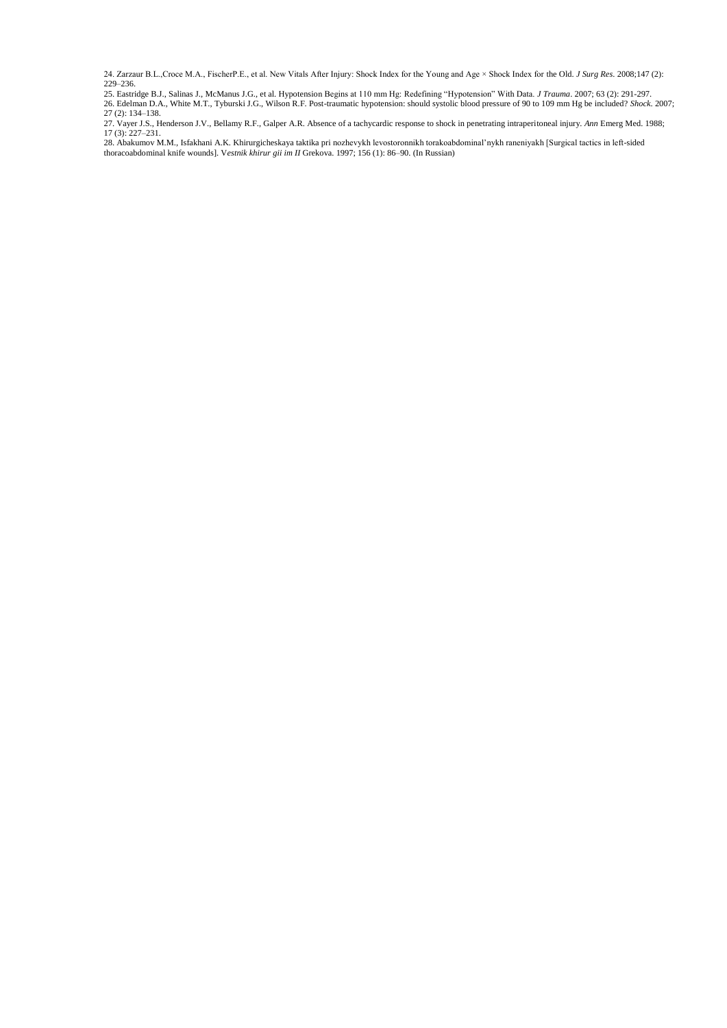24. Zarzaur B.L.,Croce M.A., FischerP.E., et al. New Vitals After Injury: Shock Index for the Young and Age × Shock Index for the Old. *J Surg Res*. 2008;147 (2): 229–236.

25. Eastridge B.J., Salinas J., McManus J.G., et al. Hypotension Begins at 110 mm Hg: Redefining "Hypotension" With Data. *J Trauma*. 2007; 63 (2): 291-297.

26. Edelman D.A., White M.T., Tyburski J.G., Wilson R.F. Post-traumatic hypotension: should systolic blood pressure of 90 to 109 mm Hg be included? *Shock*. 2007; 27 (2): 134–138.

27. Vayer J.S., Henderson J.V., Bellamy R.F., Galper A.R. Absence of a tachycardic response to shock in penetrating intraperitoneal injury. *Ann* Emerg Med. 1988; 17 (3): 227–231.

28. Abakumov M.M., Isfakhani A.K. Khirurgicheskaya taktika pri nozhevykh levostoronnikh torakoabdominal'nykh raneniyakh [Surgical tactics in left-sided thoracoabdominal knife wounds]. V*estnik khirur gii im II* Grekova. 1997; 156 (1): 86–90. (In Russian)